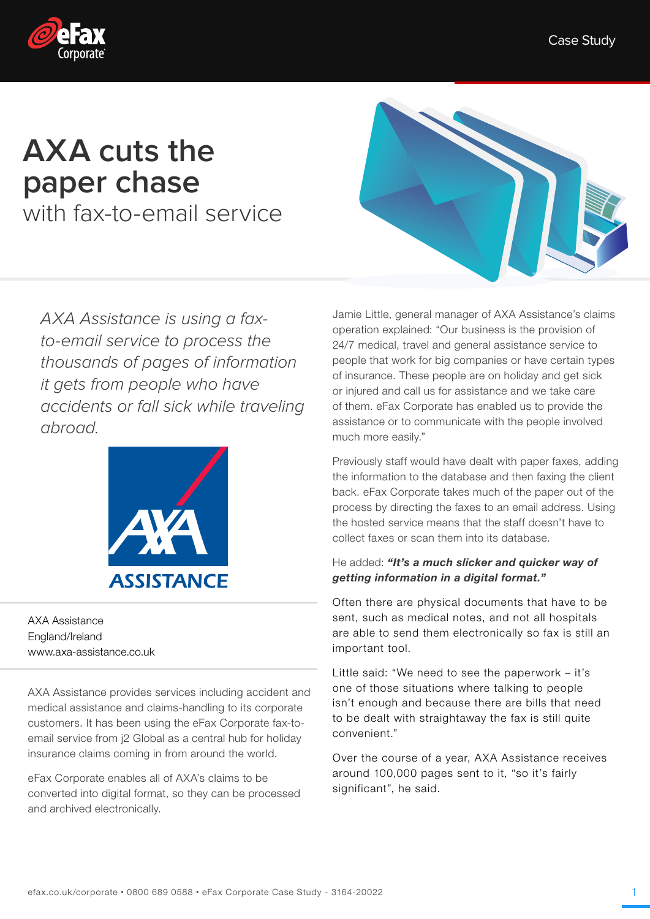Case Study

# AXA cuts the paper chase

## with fax-to-email service

*AXA Assistance is using a fax-to-email service to process the thousands of pages of information it gets from people who have accidents or fall sick while traveling abroad.*

AXA Assistance
England/Ireland
www.axa-assistance.co.uk

AXA Assistance provides services including accident and medical assistance and claims-handling to its corporate customers. It has been using the eFax Corporate fax-to-email service from j2 Global as a central hub for holiday insurance claims coming in from around the world.

eFax Corporate enables all of AXA's claims to be converted into digital format, so they can be processed and archived electronically.

Jamie Little, general manager of AXA Assistance's claims operation explained: "Our business is the provision of 24/7 medical, travel and general assistance service to people that work for big companies or have certain types of insurance. These people are on holiday and get sick or injured and call us for assistance and we take care of them. eFax Corporate has enabled us to provide the assistance or to communicate with the people involved much more easily."

Previously staff would have dealt with paper faxes, adding the information to the database and then faxing the client back. eFax Corporate takes much of the paper out of the process by directing the faxes to an email address. Using the hosted service means that the staff doesn't have to collect faxes or scan them into its database.

He added: ***"It's a much slicker and quicker way of getting information in a digital format."***

Often there are physical documents that have to be sent, such as medical notes, and not all hospitals are able to send them electronically so fax is still an important tool.

Little said: "We need to see the paperwork – it's one of those situations where talking to people isn't enough and because there are bills that need to be dealt with straightaway the fax is still quite convenient."

Over the course of a year, AXA Assistance receives around 100,000 pages sent to it, "so it's fairly significant", he said.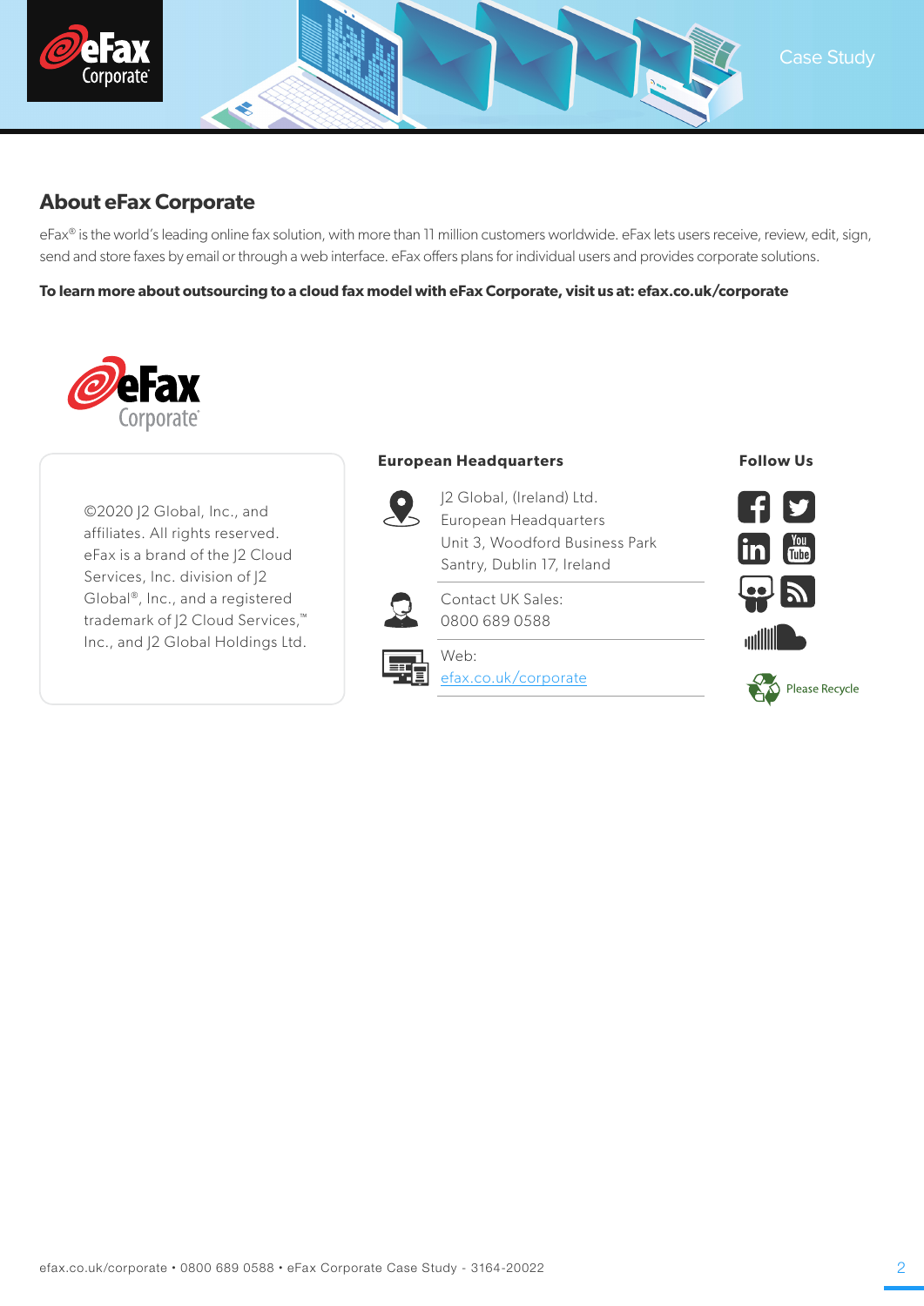## About eFax Corporate

eFax® is the world's leading online fax solution, with more than 11 million customers worldwide. eFax lets users receive, review, edit, sign, send and store faxes by email or through a web interface. eFax offers plans for individual users and provides corporate solutions.

**To learn more about outsourcing to a cloud fax model with eFax Corporate, visit us at: efax.co.uk/corporate**

©2020 J2 Global, Inc., and affiliates. All rights reserved. eFax is a brand of the J2 Cloud Services, Inc. division of J2 Global®, Inc., and a registered trademark of J2 Cloud Services,™ Inc., and J2 Global Holdings Ltd.

### European Headquarters

J2 Global, (Ireland) Ltd.
European Headquarters
Unit 3, Woodford Business Park
Santry, Dublin 17, Ireland

Contact UK Sales:
0800 689 0588

Web:
efax.co.uk/corporate

### Follow Us

Please Recycle

efax.co.uk/corporate • 0800 689 0588 • eFax Corporate Case Study - 3164-20022